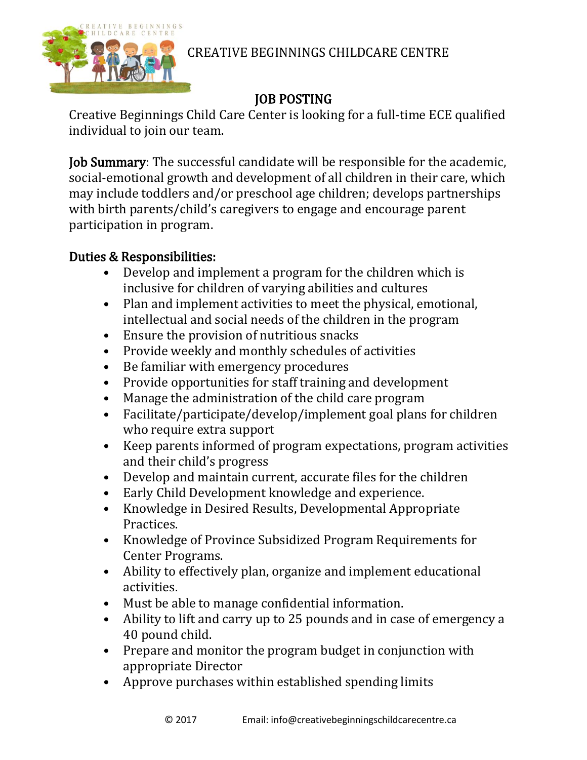CREATIVE BEGINNINGS CHILDCARE CENTRE

## JOB POSTING

Creative Beginnings Child Care Center is looking for a full-time ECE qualified individual to join our team.

**Job Summary**: The successful candidate will be responsible for the academic, social-emotional growth and development of all children in their care, which may include toddlers and/or preschool age children; develops partnerships with birth parents/child's caregivers to engage and encourage parent participation in program.

### Duties & Responsibilities:

- Develop and implement a program for the children which is inclusive for children of varying abilities and cultures
- Plan and implement activities to meet the physical, emotional, intellectual and social needs of the children in the program
- Ensure the provision of nutritious snacks
- Provide weekly and monthly schedules of activities
- Be familiar with emergency procedures
- Provide opportunities for staff training and development
- Manage the administration of the child care program
- Facilitate/participate/develop/implement goal plans for children who require extra support
- Keep parents informed of program expectations, program activities and their child's progress
- Develop and maintain current, accurate files for the children
- Early Child Development knowledge and experience.
- Knowledge in Desired Results, Developmental Appropriate Practices.
- Knowledge of Province Subsidized Program Requirements for Center Programs.
- Ability to effectively plan, organize and implement educational activities.
- Must be able to manage confidential information.
- Ability to lift and carry up to 25 pounds and in case of emergency a 40 pound child.
- Prepare and monitor the program budget in conjunction with appropriate Director
- Approve purchases within established spending limits

© 2017 Email: info@creativebeginningschildcarecentre.ca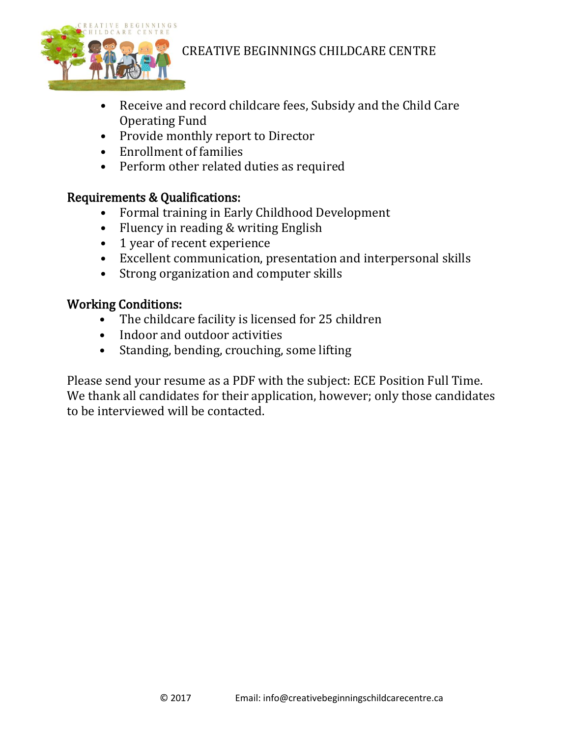- Receive and record childcare fees, Subsidy and the Child Care Operating Fund
- Provide monthly report to Director
- Enrollment of families
- Perform other related duties as required

**Requirements & Qualifications:**

- Formal training in Early Childhood Development
- Fluency in reading & writing English
- 1 year of recent experience
- Excellent communication, presentation and interpersonal skills
- Strong organization and computer skills

**Working Conditions:**

- The childcare facility is licensed for 25 children
- Indoor and outdoor activities
- Standing, bending, crouching, some lifting

Please send your resume as a PDF with the subject: ECE Position Full Time. We thank all candidates for their application, however; only those candidates to be interviewed will be contacted.

© 2017 Email: info@creativebeginningschildcarecentre.ca